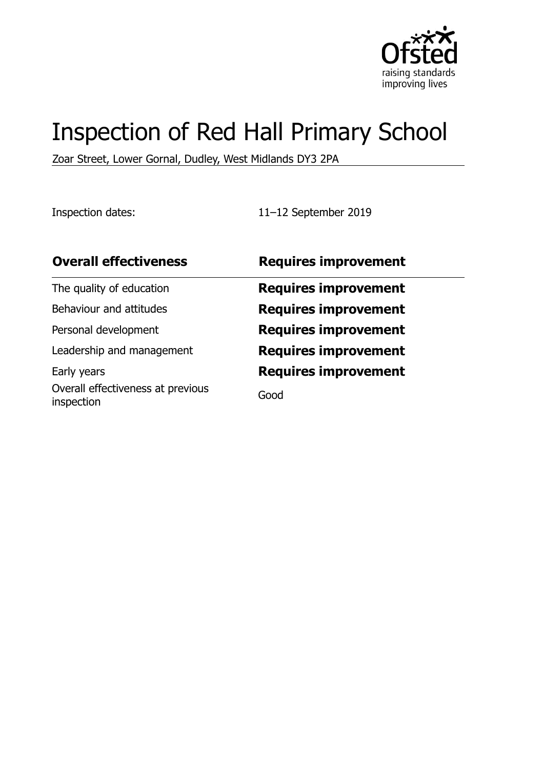# Inspection of Red Hall Primary School

Zoar Street, Lower Gornal, Dudley, West Midlands DY3 2PA

Inspection dates: 11–12 September 2019

| **Overall effectiveness** | **Requires improvement** |
| --- | --- |
| The quality of education | **Requires improvement** |
| Behaviour and attitudes | **Requires improvement** |
| Personal development | **Requires improvement** |
| Leadership and management | **Requires improvement** |
| Early years | **Requires improvement** |
| Overall effectiveness at previous inspection | Good |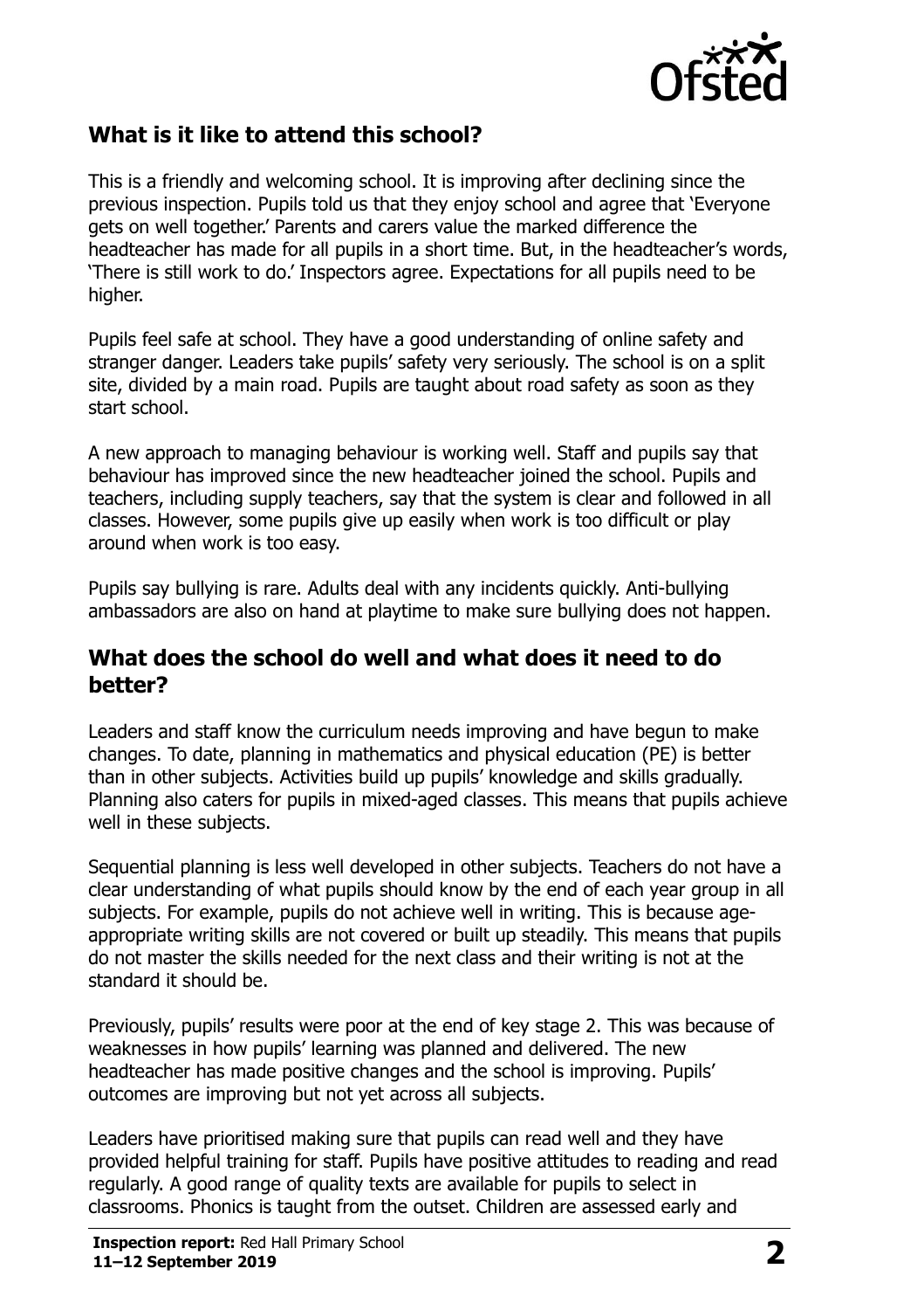## What is it like to attend this school?

This is a friendly and welcoming school. It is improving after declining since the previous inspection. Pupils told us that they enjoy school and agree that 'Everyone gets on well together.' Parents and carers value the marked difference the headteacher has made for all pupils in a short time. But, in the headteacher's words, 'There is still work to do.' Inspectors agree. Expectations for all pupils need to be higher.

Pupils feel safe at school. They have a good understanding of online safety and stranger danger. Leaders take pupils' safety very seriously. The school is on a split site, divided by a main road. Pupils are taught about road safety as soon as they start school.

A new approach to managing behaviour is working well. Staff and pupils say that behaviour has improved since the new headteacher joined the school. Pupils and teachers, including supply teachers, say that the system is clear and followed in all classes. However, some pupils give up easily when work is too difficult or play around when work is too easy.

Pupils say bullying is rare. Adults deal with any incidents quickly. Anti-bullying ambassadors are also on hand at playtime to make sure bullying does not happen.

## What does the school do well and what does it need to do better?

Leaders and staff know the curriculum needs improving and have begun to make changes. To date, planning in mathematics and physical education (PE) is better than in other subjects. Activities build up pupils' knowledge and skills gradually. Planning also caters for pupils in mixed-aged classes. This means that pupils achieve well in these subjects.

Sequential planning is less well developed in other subjects. Teachers do not have a clear understanding of what pupils should know by the end of each year group in all subjects. For example, pupils do not achieve well in writing. This is because age-appropriate writing skills are not covered or built up steadily. This means that pupils do not master the skills needed for the next class and their writing is not at the standard it should be.

Previously, pupils' results were poor at the end of key stage 2. This was because of weaknesses in how pupils' learning was planned and delivered. The new headteacher has made positive changes and the school is improving. Pupils' outcomes are improving but not yet across all subjects.

Leaders have prioritised making sure that pupils can read well and they have provided helpful training for staff. Pupils have positive attitudes to reading and read regularly. A good range of quality texts are available for pupils to select in classrooms. Phonics is taught from the outset. Children are assessed early and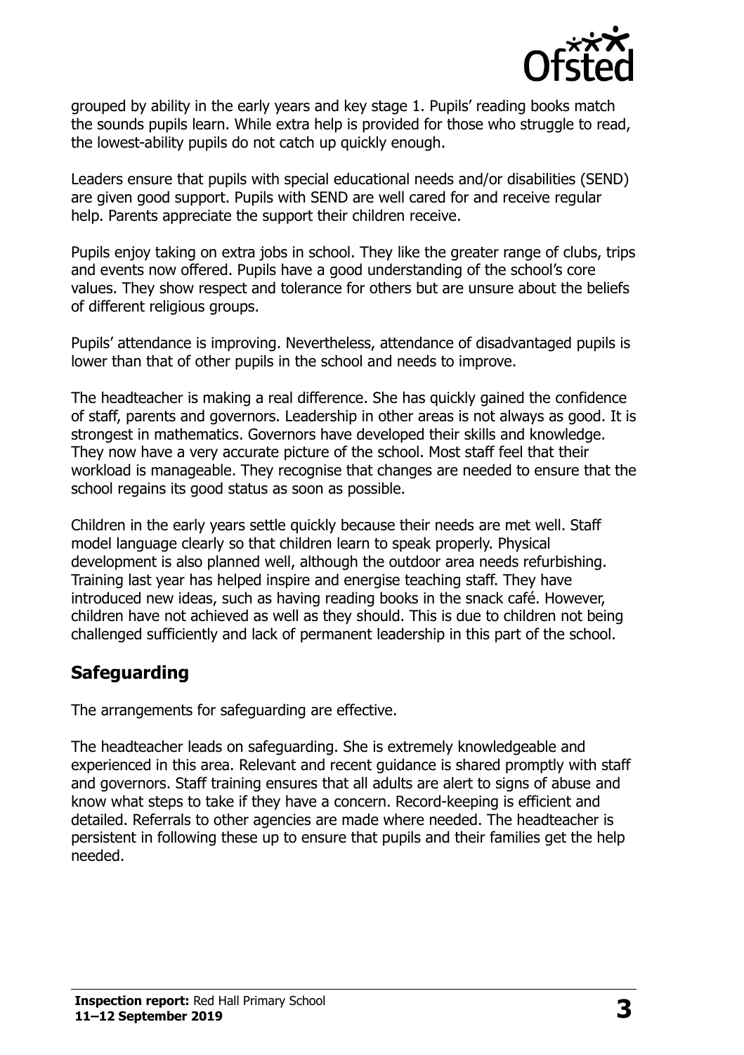grouped by ability in the early years and key stage 1. Pupils' reading books match the sounds pupils learn. While extra help is provided for those who struggle to read, the lowest-ability pupils do not catch up quickly enough.

Leaders ensure that pupils with special educational needs and/or disabilities (SEND) are given good support. Pupils with SEND are well cared for and receive regular help. Parents appreciate the support their children receive.

Pupils enjoy taking on extra jobs in school. They like the greater range of clubs, trips and events now offered. Pupils have a good understanding of the school's core values. They show respect and tolerance for others but are unsure about the beliefs of different religious groups.

Pupils' attendance is improving. Nevertheless, attendance of disadvantaged pupils is lower than that of other pupils in the school and needs to improve.

The headteacher is making a real difference. She has quickly gained the confidence of staff, parents and governors. Leadership in other areas is not always as good. It is strongest in mathematics. Governors have developed their skills and knowledge. They now have a very accurate picture of the school. Most staff feel that their workload is manageable. They recognise that changes are needed to ensure that the school regains its good status as soon as possible.

Children in the early years settle quickly because their needs are met well. Staff model language clearly so that children learn to speak properly. Physical development is also planned well, although the outdoor area needs refurbishing. Training last year has helped inspire and energise teaching staff. They have introduced new ideas, such as having reading books in the snack café. However, children have not achieved as well as they should. This is due to children not being challenged sufficiently and lack of permanent leadership in this part of the school.

## Safeguarding

The arrangements for safeguarding are effective.

The headteacher leads on safeguarding. She is extremely knowledgeable and experienced in this area. Relevant and recent guidance is shared promptly with staff and governors. Staff training ensures that all adults are alert to signs of abuse and know what steps to take if they have a concern. Record-keeping is efficient and detailed. Referrals to other agencies are made where needed. The headteacher is persistent in following these up to ensure that pupils and their families get the help needed.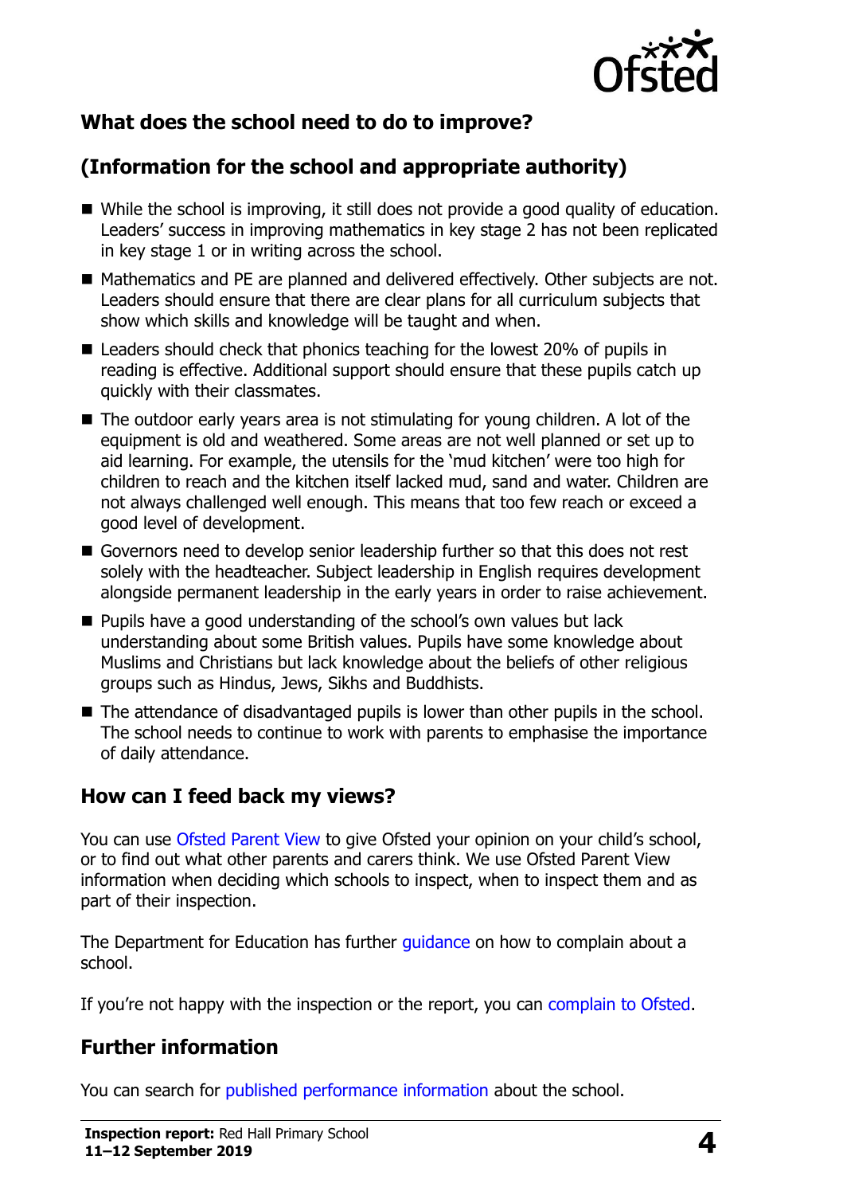## What does the school need to do to improve?

## (Information for the school and appropriate authority)

- While the school is improving, it still does not provide a good quality of education. Leaders' success in improving mathematics in key stage 2 has not been replicated in key stage 1 or in writing across the school.
- Mathematics and PE are planned and delivered effectively. Other subjects are not. Leaders should ensure that there are clear plans for all curriculum subjects that show which skills and knowledge will be taught and when.
- Leaders should check that phonics teaching for the lowest 20% of pupils in reading is effective. Additional support should ensure that these pupils catch up quickly with their classmates.
- The outdoor early years area is not stimulating for young children. A lot of the equipment is old and weathered. Some areas are not well planned or set up to aid learning. For example, the utensils for the 'mud kitchen' were too high for children to reach and the kitchen itself lacked mud, sand and water. Children are not always challenged well enough. This means that too few reach or exceed a good level of development.
- Governors need to develop senior leadership further so that this does not rest solely with the headteacher. Subject leadership in English requires development alongside permanent leadership in the early years in order to raise achievement.
- Pupils have a good understanding of the school's own values but lack understanding about some British values. Pupils have some knowledge about Muslims and Christians but lack knowledge about the beliefs of other religious groups such as Hindus, Jews, Sikhs and Buddhists.
- The attendance of disadvantaged pupils is lower than other pupils in the school. The school needs to continue to work with parents to emphasise the importance of daily attendance.

## How can I feed back my views?

You can use Ofsted Parent View to give Ofsted your opinion on your child's school, or to find out what other parents and carers think. We use Ofsted Parent View information when deciding which schools to inspect, when to inspect them and as part of their inspection.

The Department for Education has further guidance on how to complain about a school.

If you're not happy with the inspection or the report, you can complain to Ofsted.

## Further information

You can search for published performance information about the school.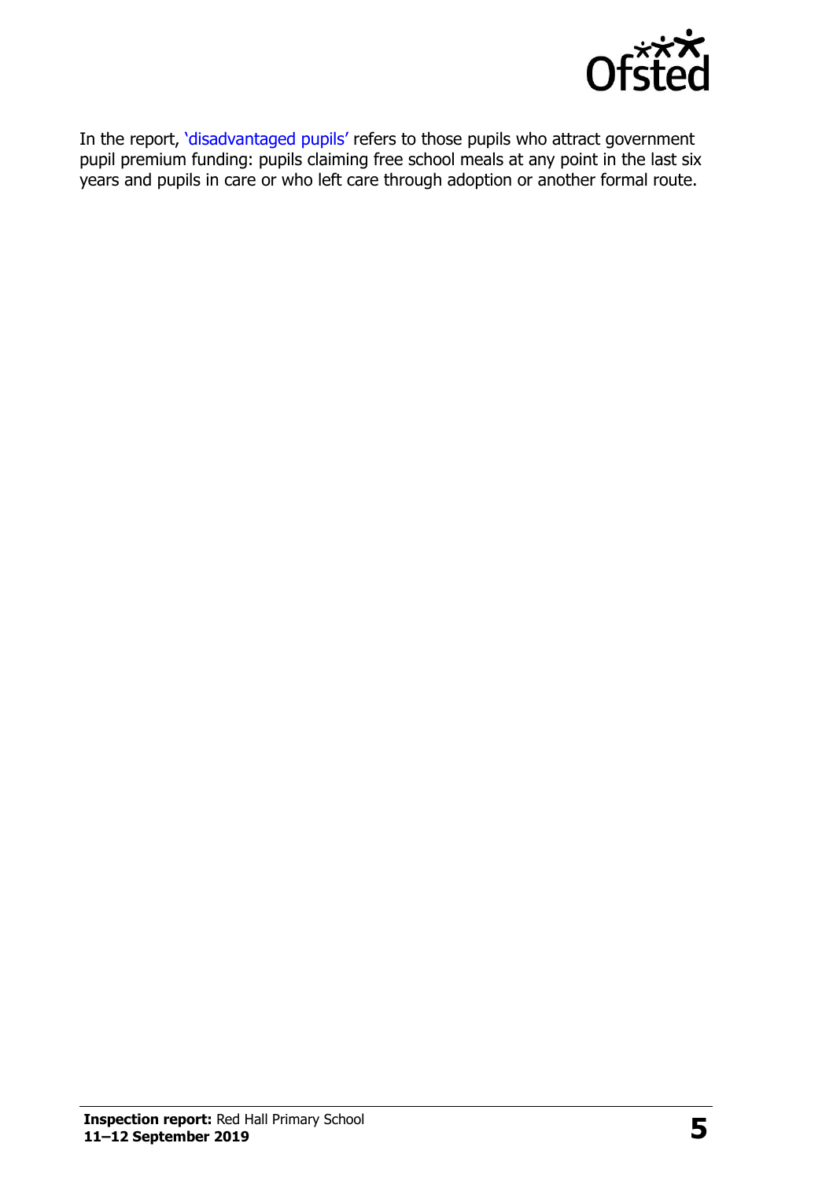In the report, 'disadvantaged pupils' refers to those pupils who attract government pupil premium funding: pupils claiming free school meals at any point in the last six years and pupils in care or who left care through adoption or another formal route.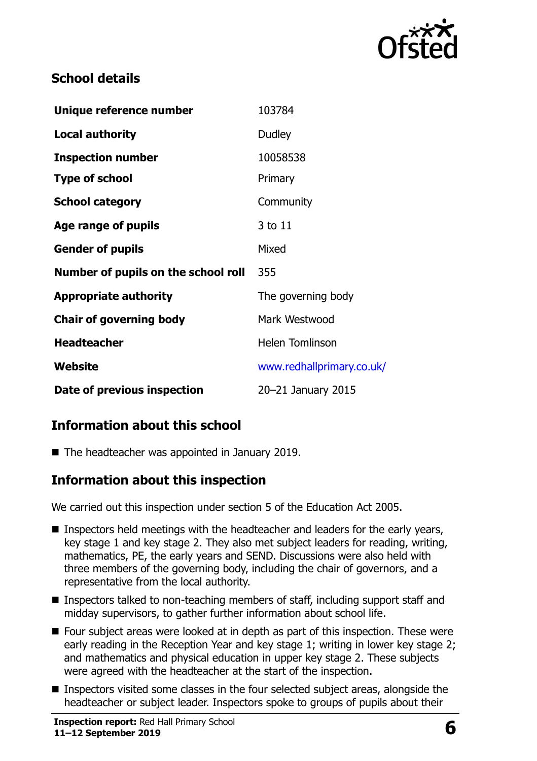## School details

| | |
|---|---|
| **Unique reference number** | 103784 |
| **Local authority** | Dudley |
| **Inspection number** | 10058538 |
| **Type of school** | Primary |
| **School category** | Community |
| **Age range of pupils** | 3 to 11 |
| **Gender of pupils** | Mixed |
| **Number of pupils on the school roll** | 355 |
| **Appropriate authority** | The governing body |
| **Chair of governing body** | Mark Westwood |
| **Headteacher** | Helen Tomlinson |
| **Website** | www.redhallprimary.co.uk/ |
| **Date of previous inspection** | 20–21 January 2015 |

## Information about this school

- The headteacher was appointed in January 2019.

## Information about this inspection

We carried out this inspection under section 5 of the Education Act 2005.

- Inspectors held meetings with the headteacher and leaders for the early years, key stage 1 and key stage 2. They also met subject leaders for reading, writing, mathematics, PE, the early years and SEND. Discussions were also held with three members of the governing body, including the chair of governors, and a representative from the local authority.
- Inspectors talked to non-teaching members of staff, including support staff and midday supervisors, to gather further information about school life.
- Four subject areas were looked at in depth as part of this inspection. These were early reading in the Reception Year and key stage 1; writing in lower key stage 2; and mathematics and physical education in upper key stage 2. These subjects were agreed with the headteacher at the start of the inspection.
- Inspectors visited some classes in the four selected subject areas, alongside the headteacher or subject leader. Inspectors spoke to groups of pupils about their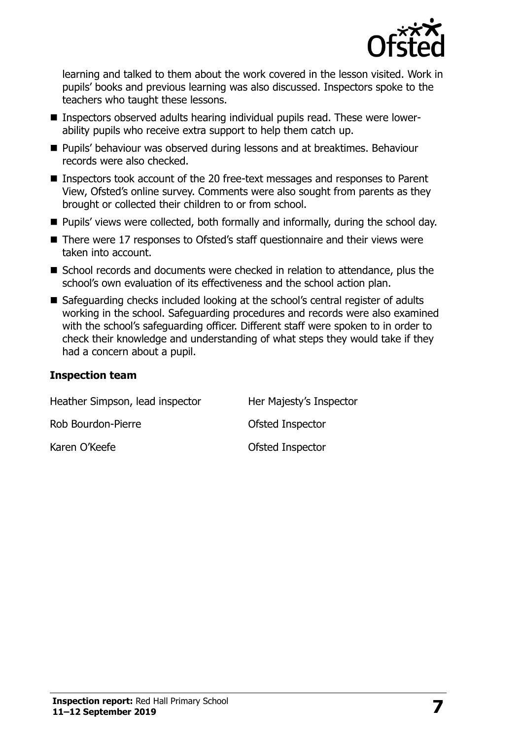learning and talked to them about the work covered in the lesson visited. Work in pupils' books and previous learning was also discussed. Inspectors spoke to the teachers who taught these lessons.

- Inspectors observed adults hearing individual pupils read. These were lower-ability pupils who receive extra support to help them catch up.
- Pupils' behaviour was observed during lessons and at breaktimes. Behaviour records were also checked.
- Inspectors took account of the 20 free-text messages and responses to Parent View, Ofsted's online survey. Comments were also sought from parents as they brought or collected their children to or from school.
- Pupils' views were collected, both formally and informally, during the school day.
- There were 17 responses to Ofsted's staff questionnaire and their views were taken into account.
- School records and documents were checked in relation to attendance, plus the school's own evaluation of its effectiveness and the school action plan.
- Safeguarding checks included looking at the school's central register of adults working in the school. Safeguarding procedures and records were also examined with the school's safeguarding officer. Different staff were spoken to in order to check their knowledge and understanding of what steps they would take if they had a concern about a pupil.

### Inspection team

| | |
|---|---|
| Heather Simpson, lead inspector | Her Majesty's Inspector |
| Rob Bourdon-Pierre | Ofsted Inspector |
| Karen O'Keefe | Ofsted Inspector |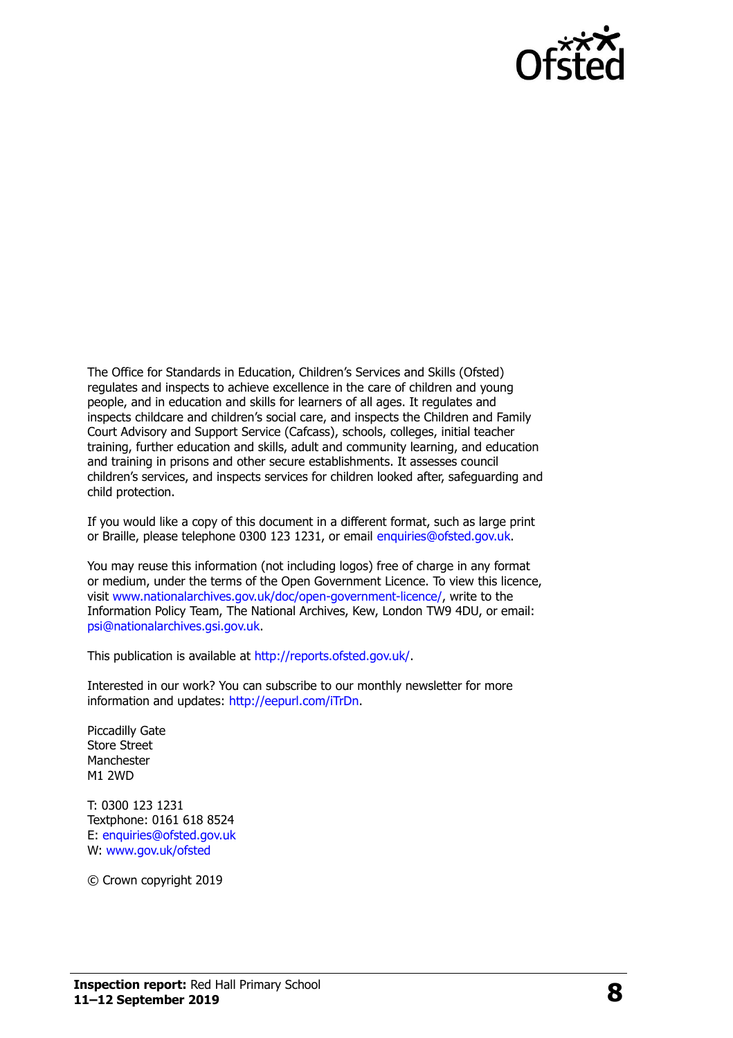The Office for Standards in Education, Children's Services and Skills (Ofsted) regulates and inspects to achieve excellence in the care of children and young people, and in education and skills for learners of all ages. It regulates and inspects childcare and children's social care, and inspects the Children and Family Court Advisory and Support Service (Cafcass), schools, colleges, initial teacher training, further education and skills, adult and community learning, and education and training in prisons and other secure establishments. It assesses council children's services, and inspects services for children looked after, safeguarding and child protection.

If you would like a copy of this document in a different format, such as large print or Braille, please telephone 0300 123 1231, or email enquiries@ofsted.gov.uk.

You may reuse this information (not including logos) free of charge in any format or medium, under the terms of the Open Government Licence. To view this licence, visit www.nationalarchives.gov.uk/doc/open-government-licence/, write to the Information Policy Team, The National Archives, Kew, London TW9 4DU, or email: psi@nationalarchives.gsi.gov.uk.

This publication is available at http://reports.ofsted.gov.uk/.

Interested in our work? You can subscribe to our monthly newsletter for more information and updates: http://eepurl.com/iTrDn.

Piccadilly Gate
Store Street
Manchester
M1 2WD

T: 0300 123 1231
Textphone: 0161 618 8524
E: enquiries@ofsted.gov.uk
W: www.gov.uk/ofsted

© Crown copyright 2019